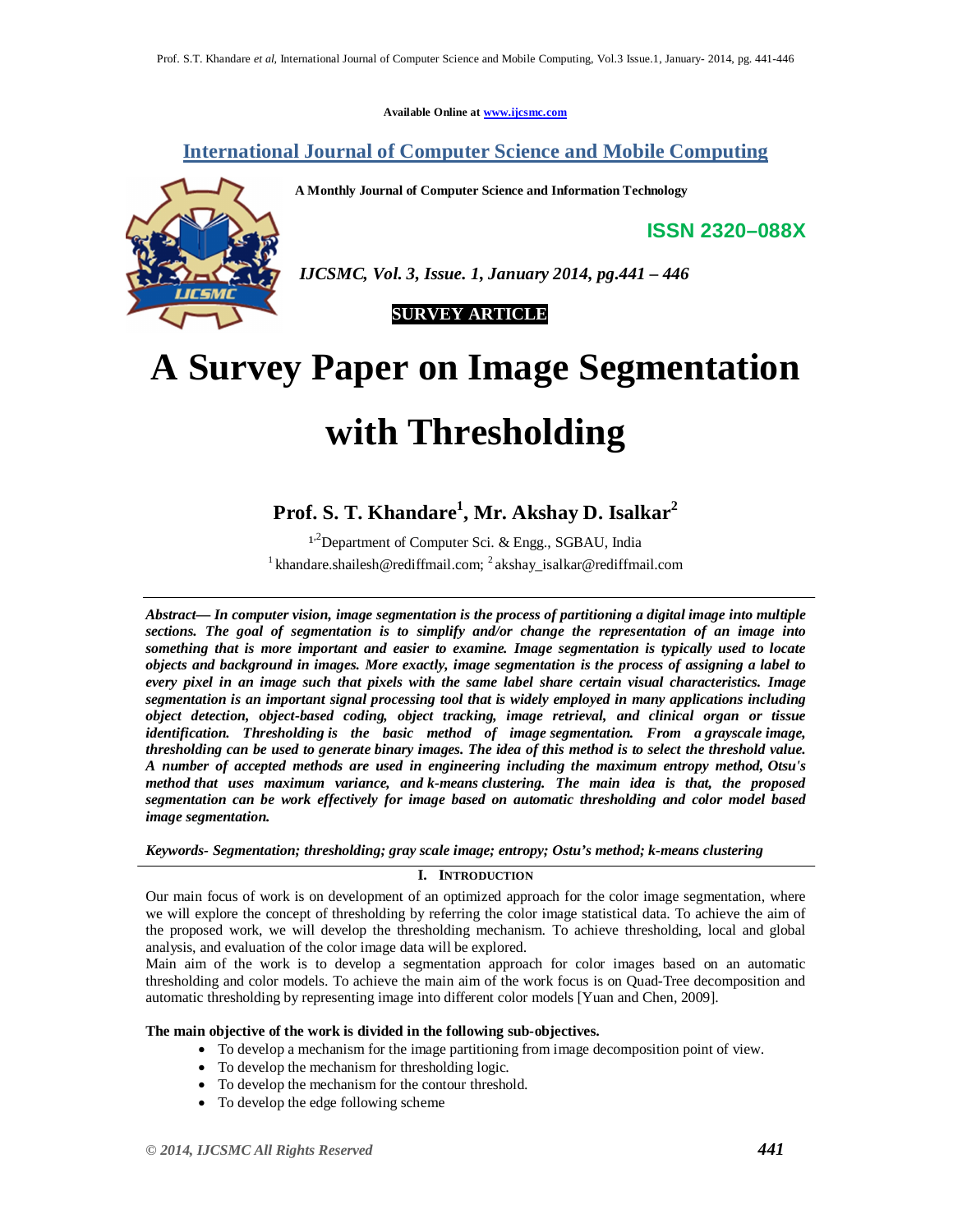Available Online at www.ijcsmc.com

**International Journal of Computer Science and Mobile Computing**

**A Monthly Journal of Computer Science and Information Technology**

**ISSN 2320–088X**

*IJCSMC, Vol. 3, Issue. 1, January 2014, pg.441 – 446*

**SURVEY ARTICLE**

# A Survey Paper on Image Segmentation with Thresholding

**Prof. S. T. Khandare[1], Mr. Akshay D. Isalkar[2]**

[1,2]Department of Computer Sci. & Engg., SGBAU, India

[1] khandare.shailesh@rediffmail.com; [2] akshay_isalkar@rediffmail.com

***Abstract*— *In computer vision, image segmentation is the process of partitioning a digital image into multiple sections. The goal of segmentation is to simplify and/or change the representation of an image into something that is more important and easier to examine. Image segmentation is typically used to locate objects and background in images. More exactly, image segmentation is the process of assigning a label to every pixel in an image such that pixels with the same label share certain visual characteristics. Image segmentation is an important signal processing tool that is widely employed in many applications including object detection, object-based coding, object tracking, image retrieval, and clinical organ or tissue identification. Thresholding is the basic method of image segmentation. From a grayscale image, thresholding can be used to generate binary images. The idea of this method is to select the threshold value. A number of accepted methods are used in engineering including the maximum entropy method, Otsu's method that uses maximum variance, and k-means clustering. The main idea is that, the proposed segmentation can be work effectively for image based on automatic thresholding and color model based image segmentation.***

***Keywords-*** *Segmentation; thresholding; gray scale image; entropy; Ostu's method; k-means clustering*

## I. Introduction

Our main focus of work is on development of an optimized approach for the color image segmentation, where we will explore the concept of thresholding by referring the color image statistical data. To achieve the aim of the proposed work, we will develop the thresholding mechanism. To achieve thresholding, local and global analysis, and evaluation of the color image data will be explored.

Main aim of the work is to develop a segmentation approach for color images based on an automatic thresholding and color models. To achieve the main aim of the work focus is on Quad-Tree decomposition and automatic thresholding by representing image into different color models [Yuan and Chen, 2009].

**The main objective of the work is divided in the following sub-objectives.**

- To develop a mechanism for the image partitioning from image decomposition point of view.
- To develop the mechanism for thresholding logic.
- To develop the mechanism for the contour threshold.
- To develop the edge following scheme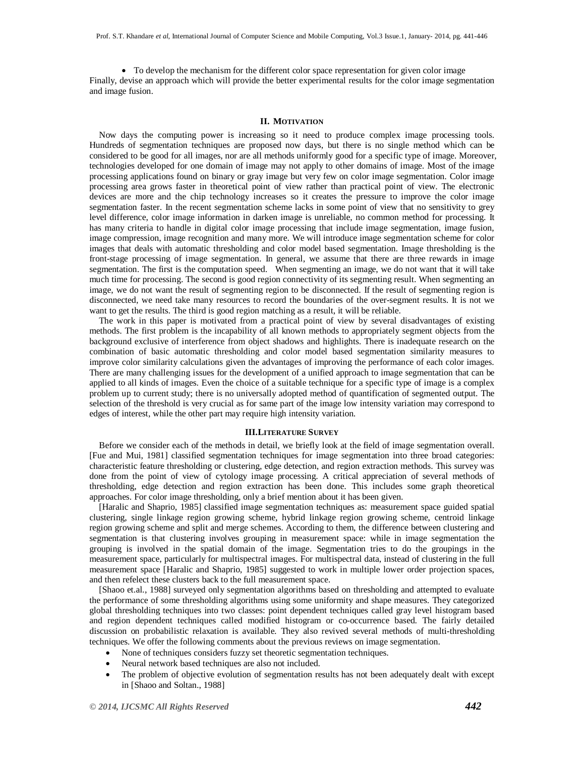- To develop the mechanism for the different color space representation for given color image

Finally, devise an approach which will provide the better experimental results for the color image segmentation and image fusion.

## II. Motivation

Now days the computing power is increasing so it need to produce complex image processing tools. Hundreds of segmentation techniques are proposed now days, but there is no single method which can be considered to be good for all images, nor are all methods uniformly good for a specific type of image. Moreover, technologies developed for one domain of image may not apply to other domains of image. Most of the image processing applications found on binary or gray image but very few on color image segmentation. Color image processing area grows faster in theoretical point of view rather than practical point of view. The electronic devices are more and the chip technology increases so it creates the pressure to improve the color image segmentation faster. In the recent segmentation scheme lacks in some point of view that no sensitivity to grey level difference, color image information in darken image is unreliable, no common method for processing. It has many criteria to handle in digital color image processing that include image segmentation, image fusion, image compression, image recognition and many more. We will introduce image segmentation scheme for color images that deals with automatic thresholding and color model based segmentation. Image thresholding is the front-stage processing of image segmentation. In general, we assume that there are three rewards in image segmentation. The first is the computation speed. When segmenting an image, we do not want that it will take much time for processing. The second is good region connectivity of its segmenting result. When segmenting an image, we do not want the result of segmenting region to be disconnected. If the result of segmenting region is disconnected, we need take many resources to record the boundaries of the over-segment results. It is not we want to get the results. The third is good region matching as a result, it will be reliable.

The work in this paper is motivated from a practical point of view by several disadvantages of existing methods. The first problem is the incapability of all known methods to appropriately segment objects from the background exclusive of interference from object shadows and highlights. There is inadequate research on the combination of basic automatic thresholding and color model based segmentation similarity measures to improve color similarity calculations given the advantages of improving the performance of each color images. There are many challenging issues for the development of a unified approach to image segmentation that can be applied to all kinds of images. Even the choice of a suitable technique for a specific type of image is a complex problem up to current study; there is no universally adopted method of quantification of segmented output. The selection of the threshold is very crucial as for same part of the image low intensity variation may correspond to edges of interest, while the other part may require high intensity variation.

## III. Literature Survey

Before we consider each of the methods in detail, we briefly look at the field of image segmentation overall. [Fue and Mui, 1981] classified segmentation techniques for image segmentation into three broad categories: characteristic feature thresholding or clustering, edge detection, and region extraction methods. This survey was done from the point of view of cytology image processing. A critical appreciation of several methods of thresholding, edge detection and region extraction has been done. This includes some graph theoretical approaches. For color image thresholding, only a brief mention about it has been given.

[Haralic and Shaprio, 1985] classified image segmentation techniques as: measurement space guided spatial clustering, single linkage region growing scheme, hybrid linkage region growing scheme, centroid linkage region growing scheme and split and merge schemes. According to them, the difference between clustering and segmentation is that clustering involves grouping in measurement space: while in image segmentation the grouping is involved in the spatial domain of the image. Segmentation tries to do the groupings in the measurement space, particularly for multispectral images. For multispectral data, instead of clustering in the full measurement space [Haralic and Shaprio, 1985] suggested to work in multiple lower order projection spaces, and then refelect these clusters back to the full measurement space.

[Shaoo et.al., 1988] surveyed only segmentation algorithms based on thresholding and attempted to evaluate the performance of some thresholding algorithms using some uniformity and shape measures. They categorized global thresholding techniques into two classes: point dependent techniques called gray level histogram based and region dependent techniques called modified histogram or co-occurrence based. The fairly detailed discussion on probabilistic relaxation is available. They also revived several methods of multi-thresholding techniques. We offer the following comments about the previous reviews on image segmentation.

- None of techniques considers fuzzy set theoretic segmentation techniques.
- Neural network based techniques are also not included.
- The problem of objective evolution of segmentation results has not been adequately dealt with except in [Shaoo and Soltan., 1988]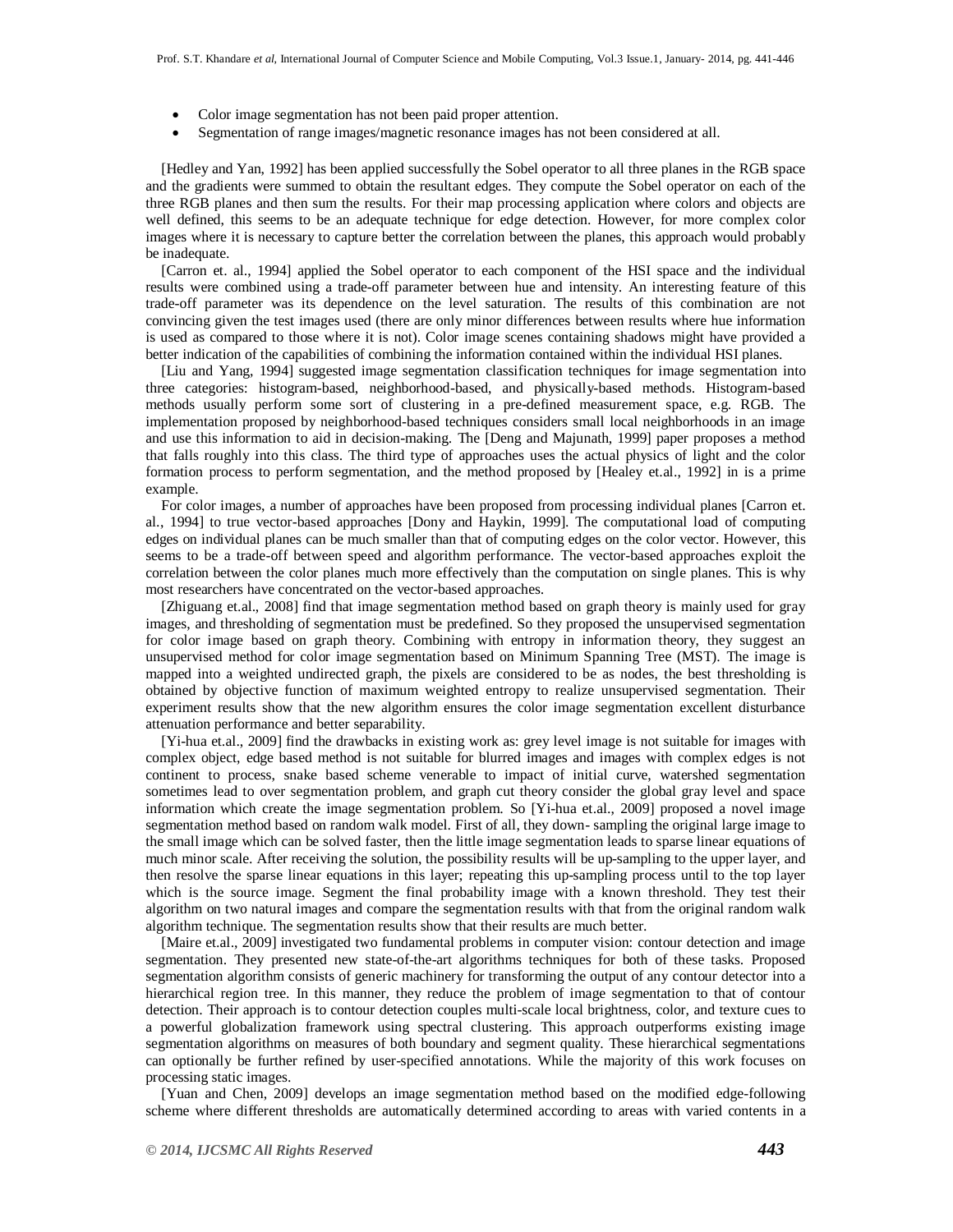- Color image segmentation has not been paid proper attention.
- Segmentation of range images/magnetic resonance images has not been considered at all.

[Hedley and Yan, 1992] has been applied successfully the Sobel operator to all three planes in the RGB space and the gradients were summed to obtain the resultant edges. They compute the Sobel operator on each of the three RGB planes and then sum the results. For their map processing application where colors and objects are well defined, this seems to be an adequate technique for edge detection. However, for more complex color images where it is necessary to capture better the correlation between the planes, this approach would probably be inadequate.

[Carron et. al., 1994] applied the Sobel operator to each component of the HSI space and the individual results were combined using a trade-off parameter between hue and intensity. An interesting feature of this trade-off parameter was its dependence on the level saturation. The results of this combination are not convincing given the test images used (there are only minor differences between results where hue information is used as compared to those where it is not). Color image scenes containing shadows might have provided a better indication of the capabilities of combining the information contained within the individual HSI planes.

[Liu and Yang, 1994] suggested image segmentation classification techniques for image segmentation into three categories: histogram-based, neighborhood-based, and physically-based methods. Histogram-based methods usually perform some sort of clustering in a pre-defined measurement space, e.g. RGB. The implementation proposed by neighborhood-based techniques considers small local neighborhoods in an image and use this information to aid in decision-making. The [Deng and Majunath, 1999] paper proposes a method that falls roughly into this class. The third type of approaches uses the actual physics of light and the color formation process to perform segmentation, and the method proposed by [Healey et.al., 1992] in is a prime example.

For color images, a number of approaches have been proposed from processing individual planes [Carron et. al., 1994] to true vector-based approaches [Dony and Haykin, 1999]. The computational load of computing edges on individual planes can be much smaller than that of computing edges on the color vector. However, this seems to be a trade-off between speed and algorithm performance. The vector-based approaches exploit the correlation between the color planes much more effectively than the computation on single planes. This is why most researchers have concentrated on the vector-based approaches.

[Zhiguang et.al., 2008] find that image segmentation method based on graph theory is mainly used for gray images, and thresholding of segmentation must be predefined. So they proposed the unsupervised segmentation for color image based on graph theory. Combining with entropy in information theory, they suggest an unsupervised method for color image segmentation based on Minimum Spanning Tree (MST). The image is mapped into a weighted undirected graph, the pixels are considered to be as nodes, the best thresholding is obtained by objective function of maximum weighted entropy to realize unsupervised segmentation. Their experiment results show that the new algorithm ensures the color image segmentation excellent disturbance attenuation performance and better separability.

[Yi-hua et.al., 2009] find the drawbacks in existing work as: grey level image is not suitable for images with complex object, edge based method is not suitable for blurred images and images with complex edges is not continent to process, snake based scheme venerable to impact of initial curve, watershed segmentation sometimes lead to over segmentation problem, and graph cut theory consider the global gray level and space information which create the image segmentation problem. So [Yi-hua et.al., 2009] proposed a novel image segmentation method based on random walk model. First of all, they down- sampling the original large image to the small image which can be solved faster, then the little image segmentation leads to sparse linear equations of much minor scale. After receiving the solution, the possibility results will be up-sampling to the upper layer, and then resolve the sparse linear equations in this layer; repeating this up-sampling process until to the top layer which is the source image. Segment the final probability image with a known threshold. They test their algorithm on two natural images and compare the segmentation results with that from the original random walk algorithm technique. The segmentation results show that their results are much better.

[Maire et.al., 2009] investigated two fundamental problems in computer vision: contour detection and image segmentation. They presented new state-of-the-art algorithms techniques for both of these tasks. Proposed segmentation algorithm consists of generic machinery for transforming the output of any contour detector into a hierarchical region tree. In this manner, they reduce the problem of image segmentation to that of contour detection. Their approach is to contour detection couples multi-scale local brightness, color, and texture cues to a powerful globalization framework using spectral clustering. This approach outperforms existing image segmentation algorithms on measures of both boundary and segment quality. These hierarchical segmentations can optionally be further refined by user-specified annotations. While the majority of this work focuses on processing static images.

[Yuan and Chen, 2009] develops an image segmentation method based on the modified edge-following scheme where different thresholds are automatically determined according to areas with varied contents in a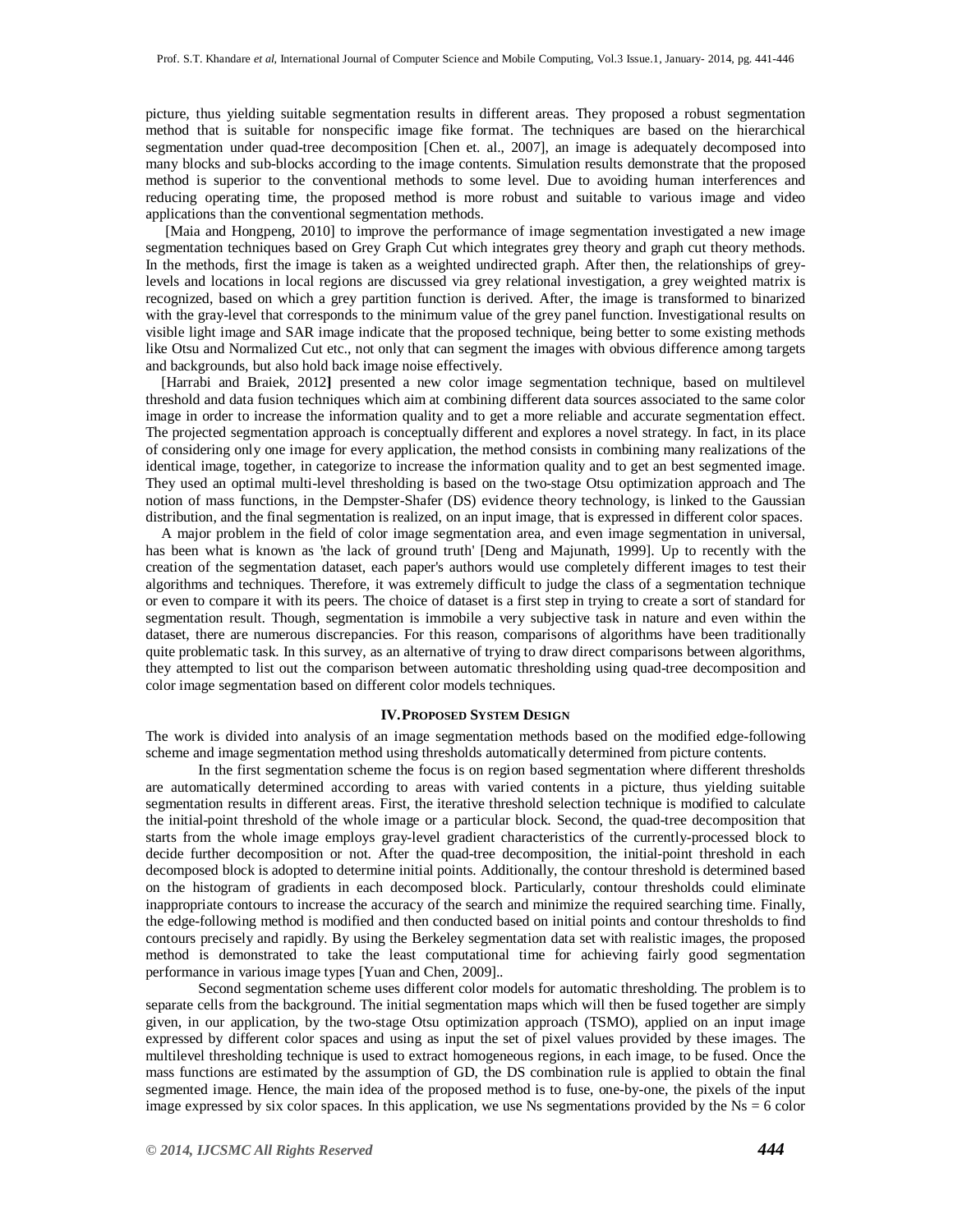picture, thus yielding suitable segmentation results in different areas. They proposed a robust segmentation method that is suitable for nonspecific image fike format. The techniques are based on the hierarchical segmentation under quad-tree decomposition [Chen et. al., 2007], an image is adequately decomposed into many blocks and sub-blocks according to the image contents. Simulation results demonstrate that the proposed method is superior to the conventional methods to some level. Due to avoiding human interferences and reducing operating time, the proposed method is more robust and suitable to various image and video applications than the conventional segmentation methods.

[Maia and Hongpeng, 2010] to improve the performance of image segmentation investigated a new image segmentation techniques based on Grey Graph Cut which integrates grey theory and graph cut theory methods. In the methods, first the image is taken as a weighted undirected graph. After then, the relationships of grey-levels and locations in local regions are discussed via grey relational investigation, a grey weighted matrix is recognized, based on which a grey partition function is derived. After, the image is transformed to binarized with the gray-level that corresponds to the minimum value of the grey panel function. Investigational results on visible light image and SAR image indicate that the proposed technique, being better to some existing methods like Otsu and Normalized Cut etc., not only that can segment the images with obvious difference among targets and backgrounds, but also hold back image noise effectively.

[Harrabi and Braiek, 2012**]** presented a new color image segmentation technique, based on multilevel threshold and data fusion techniques which aim at combining different data sources associated to the same color image in order to increase the information quality and to get a more reliable and accurate segmentation effect. The projected segmentation approach is conceptually different and explores a novel strategy. In fact, in its place of considering only one image for every application, the method consists in combining many realizations of the identical image, together, in categorize to increase the information quality and to get an best segmented image. They used an optimal multi-level thresholding is based on the two-stage Otsu optimization approach and The notion of mass functions, in the Dempster-Shafer (DS) evidence theory technology, is linked to the Gaussian distribution, and the final segmentation is realized, on an input image, that is expressed in different color spaces.

A major problem in the field of color image segmentation area, and even image segmentation in universal, has been what is known as 'the lack of ground truth' [Deng and Majunath, 1999]. Up to recently with the creation of the segmentation dataset, each paper's authors would use completely different images to test their algorithms and techniques. Therefore, it was extremely difficult to judge the class of a segmentation technique or even to compare it with its peers. The choice of dataset is a first step in trying to create a sort of standard for segmentation result. Though, segmentation is immobile a very subjective task in nature and even within the dataset, there are numerous discrepancies. For this reason, comparisons of algorithms have been traditionally quite problematic task. In this survey, as an alternative of trying to draw direct comparisons between algorithms, they attempted to list out the comparison between automatic thresholding using quad-tree decomposition and color image segmentation based on different color models techniques.

## IV. PROPOSED SYSTEM DESIGN

The work is divided into analysis of an image segmentation methods based on the modified edge-following scheme and image segmentation method using thresholds automatically determined from picture contents.

In the first segmentation scheme the focus is on region based segmentation where different thresholds are automatically determined according to areas with varied contents in a picture, thus yielding suitable segmentation results in different areas. First, the iterative threshold selection technique is modified to calculate the initial-point threshold of the whole image or a particular block. Second, the quad-tree decomposition that starts from the whole image employs gray-level gradient characteristics of the currently-processed block to decide further decomposition or not. After the quad-tree decomposition, the initial-point threshold in each decomposed block is adopted to determine initial points. Additionally, the contour threshold is determined based on the histogram of gradients in each decomposed block. Particularly, contour thresholds could eliminate inappropriate contours to increase the accuracy of the search and minimize the required searching time. Finally, the edge-following method is modified and then conducted based on initial points and contour thresholds to find contours precisely and rapidly. By using the Berkeley segmentation data set with realistic images, the proposed method is demonstrated to take the least computational time for achieving fairly good segmentation performance in various image types [Yuan and Chen, 2009]..

Second segmentation scheme uses different color models for automatic thresholding. The problem is to separate cells from the background. The initial segmentation maps which will then be fused together are simply given, in our application, by the two-stage Otsu optimization approach (TSMO), applied on an input image expressed by different color spaces and using as input the set of pixel values provided by these images. The multilevel thresholding technique is used to extract homogeneous regions, in each image, to be fused. Once the mass functions are estimated by the assumption of GD, the DS combination rule is applied to obtain the final segmented image. Hence, the main idea of the proposed method is to fuse, one-by-one, the pixels of the input image expressed by six color spaces. In this application, we use Ns segmentations provided by the Ns = 6 color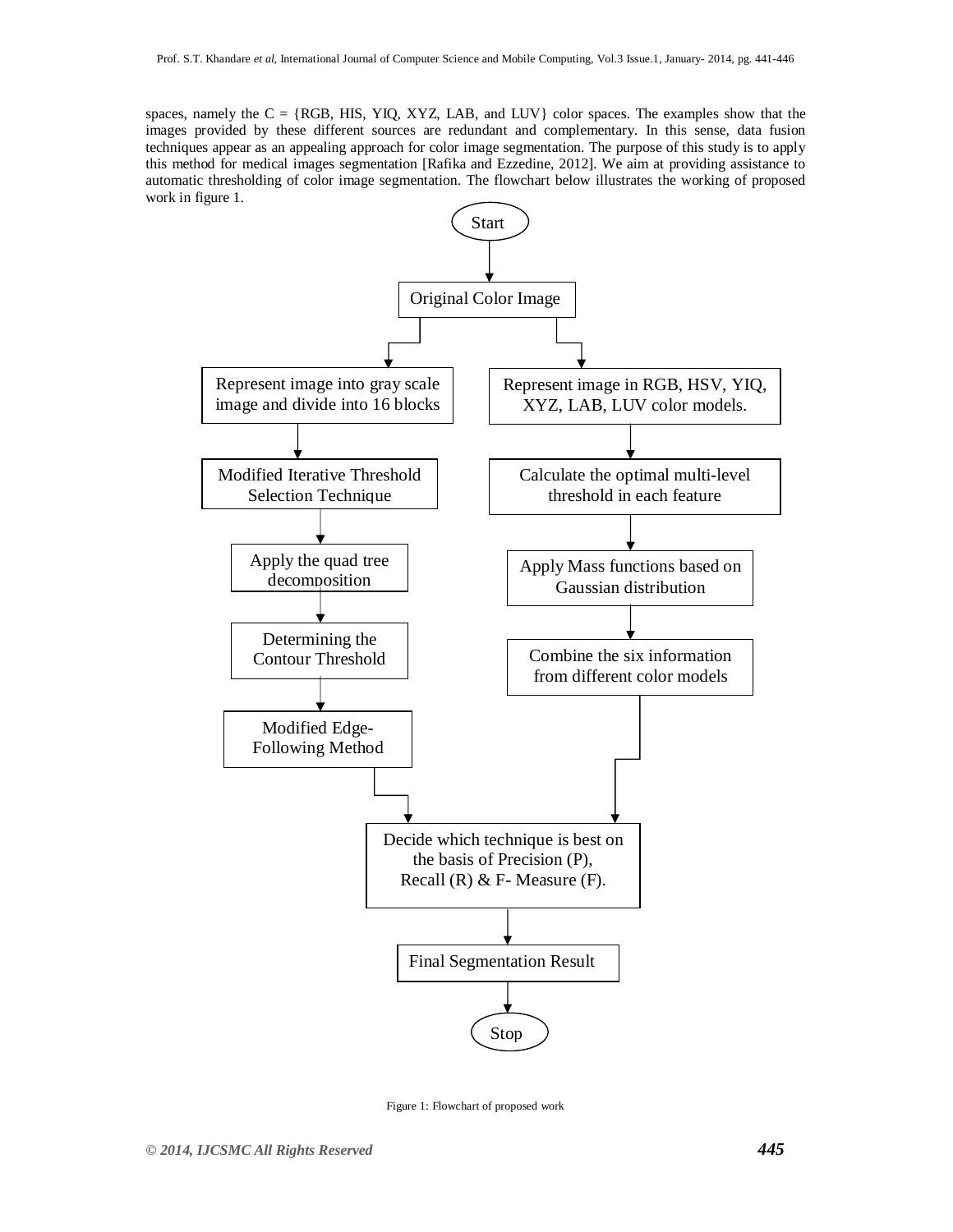spaces, namely the C = {RGB, HIS, YIQ, XYZ, LAB, and LUV} color spaces. The examples show that the images provided by these different sources are redundant and complementary. In this sense, data fusion techniques appear as an appealing approach for color image segmentation. The purpose of this study is to apply this method for medical images segmentation [Rafika and Ezzedine, 2012]. We aim at providing assistance to automatic thresholding of color image segmentation. The flowchart below illustrates the working of proposed work in figure 1.

Start

Original Color Image

Represent image into gray scale image and divide into 16 blocks

Modified Iterative Threshold Selection Technique

Apply the quad tree decomposition

Determining the Contour Threshold

Modified Edge-Following Method

Represent image in RGB, HSV, YIQ, XYZ, LAB, LUV color models.

Calculate the optimal multi-level threshold in each feature

Apply Mass functions based on Gaussian distribution

Combine the six information from different color models

Decide which technique is best on the basis of Precision (P), Recall (R) & F- Measure (F).

Final Segmentation Result

Stop

Figure 1: Flowchart of proposed work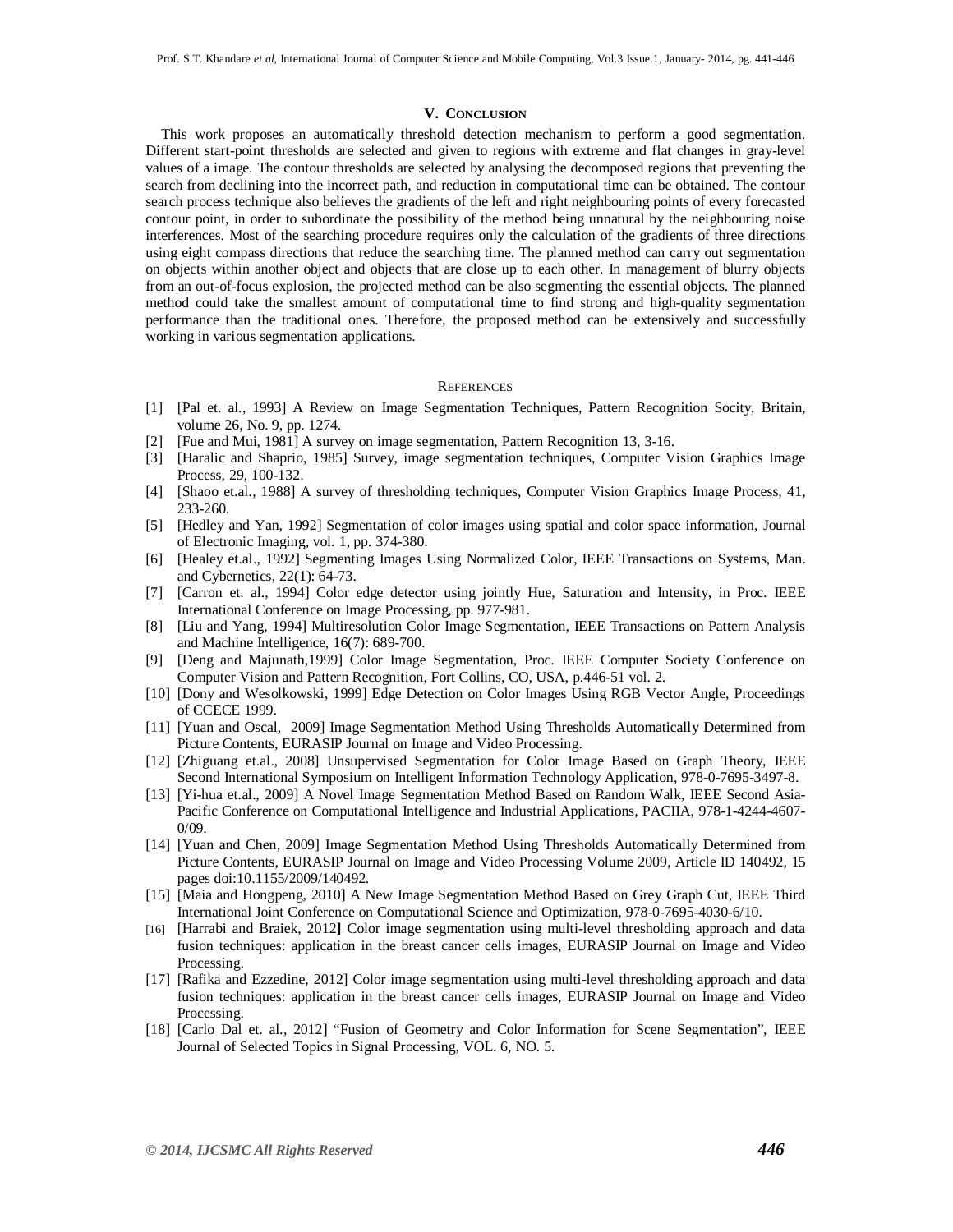## V. CONCLUSION

This work proposes an automatically threshold detection mechanism to perform a good segmentation. Different start-point thresholds are selected and given to regions with extreme and flat changes in gray-level values of a image. The contour thresholds are selected by analysing the decomposed regions that preventing the search from declining into the incorrect path, and reduction in computational time can be obtained. The contour search process technique also believes the gradients of the left and right neighbouring points of every forecasted contour point, in order to subordinate the possibility of the method being unnatural by the neighbouring noise interferences. Most of the searching procedure requires only the calculation of the gradients of three directions using eight compass directions that reduce the searching time. The planned method can carry out segmentation on objects within another object and objects that are close up to each other. In management of blurry objects from an out-of-focus explosion, the projected method can be also segmenting the essential objects. The planned method could take the smallest amount of computational time to find strong and high-quality segmentation performance than the traditional ones. Therefore, the proposed method can be extensively and successfully working in various segmentation applications.

## REFERENCES

[1] [Pal et. al., 1993] A Review on Image Segmentation Techniques, Pattern Recognition Socity, Britain, volume 26, No. 9, pp. 1274.

[2] [Fue and Mui, 1981] A survey on image segmentation, Pattern Recognition 13, 3-16.

[3] [Haralic and Shaprio, 1985] Survey, image segmentation techniques, Computer Vision Graphics Image Process, 29, 100-132.

[4] [Shaoo et.al., 1988] A survey of thresholding techniques, Computer Vision Graphics Image Process, 41, 233-260.

[5] [Hedley and Yan, 1992] Segmentation of color images using spatial and color space information, Journal of Electronic Imaging, vol. 1, pp. 374-380.

[6] [Healey et.al., 1992] Segmenting Images Using Normalized Color, IEEE Transactions on Systems, Man. and Cybernetics, 22(1): 64-73.

[7] [Carron et. al., 1994] Color edge detector using jointly Hue, Saturation and Intensity, in Proc. IEEE International Conference on Image Processing, pp. 977-981.

[8] [Liu and Yang, 1994] Multiresolution Color Image Segmentation, IEEE Transactions on Pattern Analysis and Machine Intelligence, 16(7): 689-700.

[9] [Deng and Majunath,1999] Color Image Segmentation, Proc. IEEE Computer Society Conference on Computer Vision and Pattern Recognition, Fort Collins, CO, USA, p.446-51 vol. 2.

[10] [Dony and Wesolkowski, 1999] Edge Detection on Color Images Using RGB Vector Angle, Proceedings of CCECE 1999.

[11] [Yuan and Oscal, 2009] Image Segmentation Method Using Thresholds Automatically Determined from Picture Contents, EURASIP Journal on Image and Video Processing.

[12] [Zhiguang et.al., 2008] Unsupervised Segmentation for Color Image Based on Graph Theory, IEEE Second International Symposium on Intelligent Information Technology Application, 978-0-7695-3497-8.

[13] [Yi-hua et.al., 2009] A Novel Image Segmentation Method Based on Random Walk, IEEE Second Asia-Pacific Conference on Computational Intelligence and Industrial Applications, PACIIA, 978-1-4244-4607-0/09.

[14] [Yuan and Chen, 2009] Image Segmentation Method Using Thresholds Automatically Determined from Picture Contents, EURASIP Journal on Image and Video Processing Volume 2009, Article ID 140492, 15 pages doi:10.1155/2009/140492.

[15] [Maia and Hongpeng, 2010] A New Image Segmentation Method Based on Grey Graph Cut, IEEE Third International Joint Conference on Computational Science and Optimization, 978-0-7695-4030-6/10.

[16] [Harrabi and Braiek, 2012] Color image segmentation using multi-level thresholding approach and data fusion techniques: application in the breast cancer cells images, EURASIP Journal on Image and Video Processing.

[17] [Rafika and Ezzedine, 2012] Color image segmentation using multi-level thresholding approach and data fusion techniques: application in the breast cancer cells images, EURASIP Journal on Image and Video Processing.

[18] [Carlo Dal et. al., 2012] "Fusion of Geometry and Color Information for Scene Segmentation", IEEE Journal of Selected Topics in Signal Processing, VOL. 6, NO. 5.